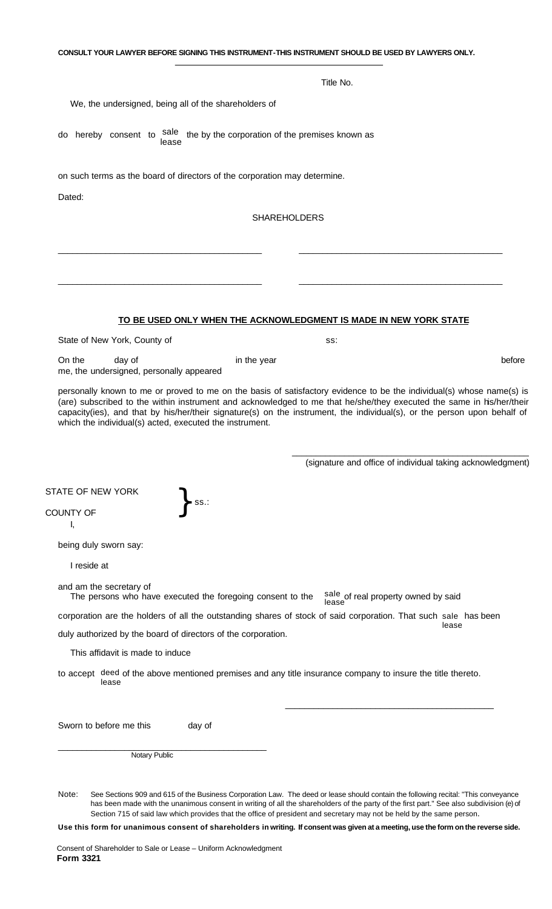**CONSULT YOUR LAWYER BEFORE SIGNING THIS INSTRUMENT-THIS INSTRUMENT SHOULD BE USED BY LAWYERS ONLY.**

Title No.

We, the undersigned, being all of the shareholders of

do hereby consent to sale / lease the by the corporation of the premises known as

on such terms as the board of directors of the corporation may determine.

Dated:

SHAREHOLDERS

\_\_\_\_\_\_\_\_\_\_\_\_\_\_\_\_\_\_\_\_\_\_\_\_\_\_\_\_\_\_\_\_\_\_\_\_\_\_ \_\_\_\_\_\_\_\_\_\_\_\_\_\_\_\_\_\_\_\_\_\_\_\_\_\_\_\_\_\_\_\_\_\_\_\_\_\_

\_\_\_\_\_\_\_\_\_\_\_\_\_\_\_\_\_\_\_\_\_\_\_\_\_\_\_\_\_\_\_\_\_\_\_\_\_\_ \_\_\_\_\_\_\_\_\_\_\_\_\_\_\_\_\_\_\_\_\_\_\_\_\_\_\_\_\_\_\_\_\_\_\_\_\_\_

**TO BE USED ONLY WHEN THE ACKNOWLEDGMENT IS MADE IN NEW YORK STATE**

State of New York, County of ss:

On the day of in the year before me, the undersigned, personally appeared

personally known to me or proved to me on the basis of satisfactory evidence to be the individual(s) whose name(s) is (are) subscribed to the within instrument and acknowledged to me that he/she/they executed the same in his/her/their capacity(ies), and that by his/her/their signature(s) on the instrument, the individual(s), or the person upon behalf of which the individual(s) acted, executed the instrument.

\_\_\_\_\_\_\_\_\_\_\_\_\_\_\_\_\_\_\_\_\_\_\_\_\_\_\_\_\_\_\_\_\_\_\_\_\_\_
(signature and office of individual taking acknowledgment)

STATE OF NEW YORK
} ss.:
COUNTY OF

I,

being duly sworn say:

I reside at

and am the secretary of

The persons who have executed the foregoing consent to the sale / lease of real property owned by said corporation are the holders of all the outstanding shares of stock of said corporation. That such sale / lease has been duly authorized by the board of directors of the corporation.

This affidavit is made to induce

to accept deed / lease of the above mentioned premises and any title insurance company to insure the title thereto.

\_\_\_\_\_\_\_\_\_\_\_\_\_\_\_\_\_\_\_\_\_\_\_\_\_\_\_\_\_\_\_\_\_\_\_\_\_\_

Sworn to before me this day of

\_\_\_\_\_\_\_\_\_\_\_\_\_\_\_\_\_\_\_\_\_\_\_\_\_\_\_\_\_\_\_\_\_\_\_\_\_\_
Notary Public

Note: See Sections 909 and 615 of the Business Corporation Law. The deed or lease should contain the following recital: "This conveyance has been made with the unanimous consent in writing of all the shareholders of the party of the first part." See also subdivision (e) of Section 715 of said law which provides that the office of president and secretary may not be held by the same person.

**Use this form for unanimous consent of shareholders in writing. If consent was given at a meeting, use the form on the reverse side.**

Consent of Shareholder to Sale or Lease – Uniform Acknowledgment
**Form 3321**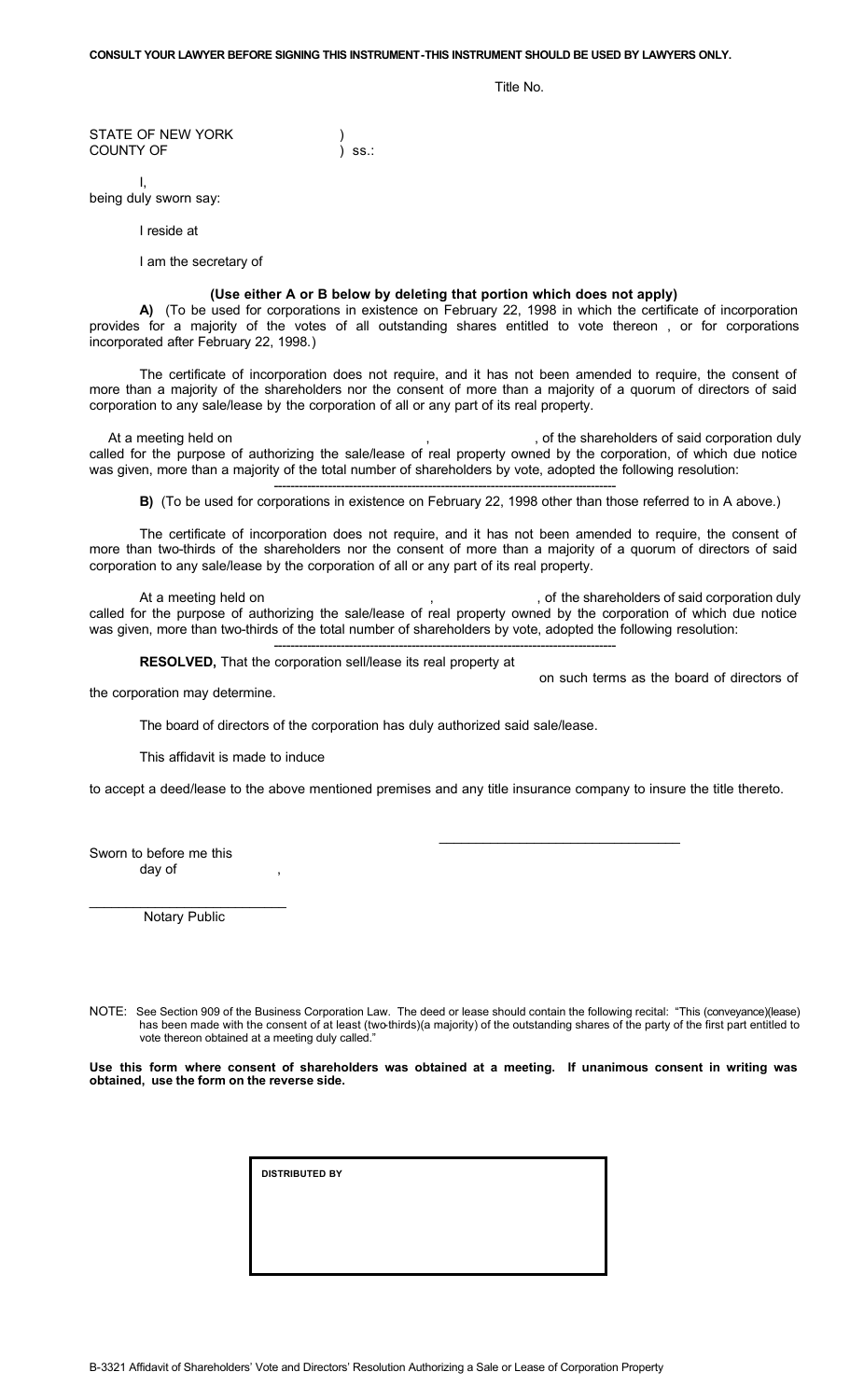**CONSULT YOUR LAWYER BEFORE SIGNING THIS INSTRUMENT-THIS INSTRUMENT SHOULD BE USED BY LAWYERS ONLY.**

Title No.

STATE OF NEW YORK )
COUNTY OF ) ss.:

I,
being duly sworn say:

I reside at

I am the secretary of

**(Use either A or B below by deleting that portion which does not apply)**

**A)** (To be used for corporations in existence on February 22, 1998 in which the certificate of incorporation provides for a majority of the votes of all outstanding shares entitled to vote thereon , or for corporations incorporated after February 22, 1998.)

The certificate of incorporation does not require, and it has not been amended to require, the consent of more than a majority of the shareholders nor the consent of more than a majority of a quorum of directors of said corporation to any sale/lease by the corporation of all or any part of its real property.

At a meeting held on , , of the shareholders of said corporation duly called for the purpose of authorizing the sale/lease of real property owned by the corporation, of which due notice was given, more than a majority of the total number of shareholders by vote, adopted the following resolution:

---

**B)** (To be used for corporations in existence on February 22, 1998 other than those referred to in A above.)

The certificate of incorporation does not require, and it has not been amended to require, the consent of more than two-thirds of the shareholders nor the consent of more than a majority of a quorum of directors of said corporation to any sale/lease by the corporation of all or any part of its real property.

At a meeting held on , , of the shareholders of said corporation duly called for the purpose of authorizing the sale/lease of real property owned by the corporation of which due notice was given, more than two-thirds of the total number of shareholders by vote, adopted the following resolution:

---

**RESOLVED,** That the corporation sell/lease its real property at
on such terms as the board of directors of the corporation may determine.

The board of directors of the corporation has duly authorized said sale/lease.

This affidavit is made to induce

to accept a deed/lease to the above mentioned premises and any title insurance company to insure the title thereto.

\_\_\_\_\_\_\_\_\_\_\_\_\_\_\_\_\_\_\_\_\_\_\_\_\_\_\_\_\_\_\_\_

Sworn to before me this
day of ,

\_\_\_\_\_\_\_\_\_\_\_\_\_\_\_\_\_\_\_\_\_\_\_\_\_\_\_\_
Notary Public

NOTE: See Section 909 of the Business Corporation Law. The deed or lease should contain the following recital: "This (conveyance)(lease) has been made with the consent of at least (two-thirds)(a majority) of the outstanding shares of the party of the first part entitled to vote thereon obtained at a meeting duly called."

**Use this form where consent of shareholders was obtained at a meeting. If unanimous consent in writing was obtained, use the form on the reverse side.**

**DISTRIBUTED BY**

B-3321 Affidavit of Shareholders' Vote and Directors' Resolution Authorizing a Sale or Lease of Corporation Property